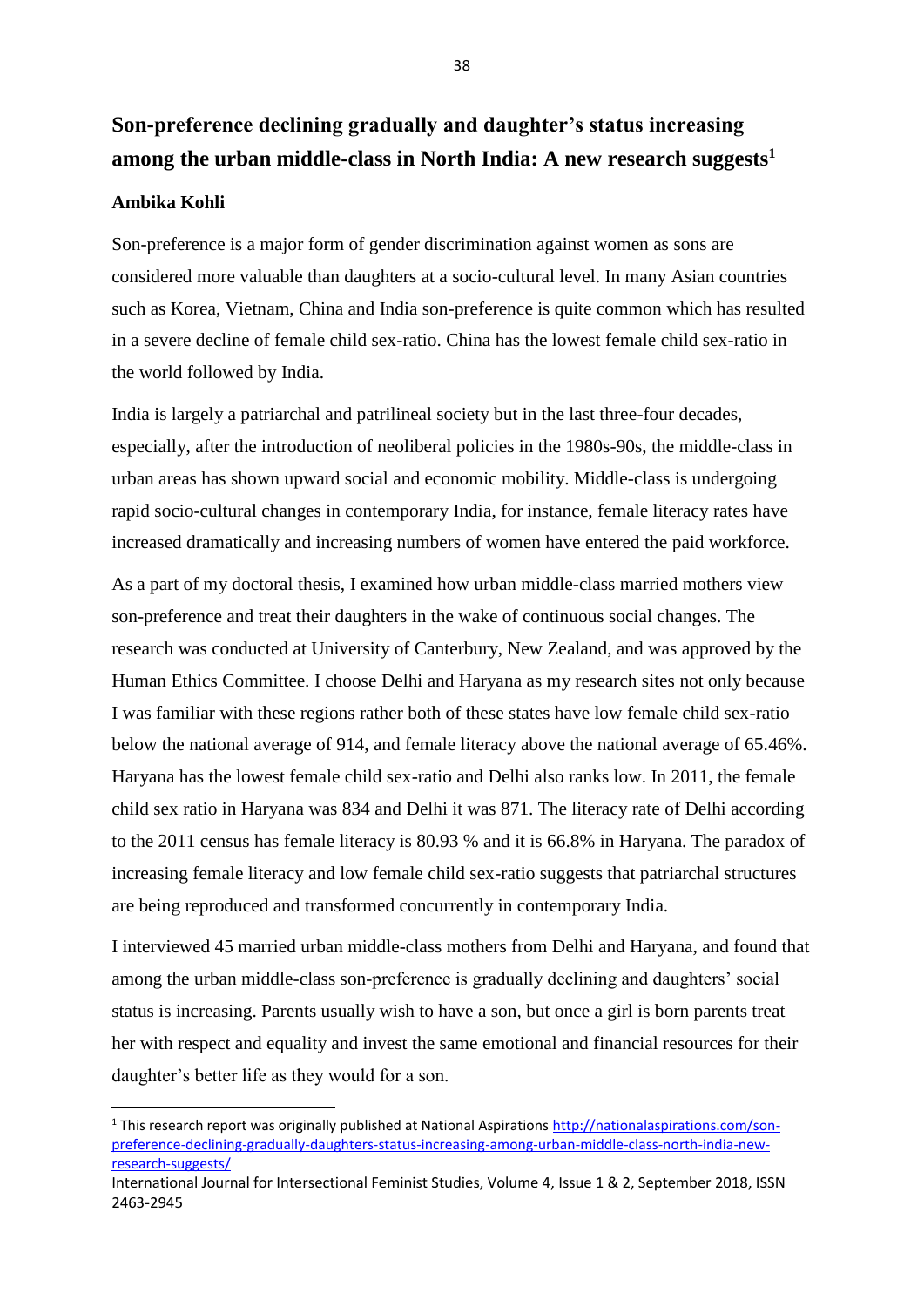# Son-preference declining gradually and daughter's status increasing among the urban middle-class in North India: A new research suggests[1]

**Ambika Kohli**

Son-preference is a major form of gender discrimination against women as sons are considered more valuable than daughters at a socio-cultural level. In many Asian countries such as Korea, Vietnam, China and India son-preference is quite common which has resulted in a severe decline of female child sex-ratio. China has the lowest female child sex-ratio in the world followed by India.

India is largely a patriarchal and patrilineal society but in the last three-four decades, especially, after the introduction of neoliberal policies in the 1980s-90s, the middle-class in urban areas has shown upward social and economic mobility. Middle-class is undergoing rapid socio-cultural changes in contemporary India, for instance, female literacy rates have increased dramatically and increasing numbers of women have entered the paid workforce.

As a part of my doctoral thesis, I examined how urban middle-class married mothers view son-preference and treat their daughters in the wake of continuous social changes. The research was conducted at University of Canterbury, New Zealand, and was approved by the Human Ethics Committee. I choose Delhi and Haryana as my research sites not only because I was familiar with these regions rather both of these states have low female child sex-ratio below the national average of 914, and female literacy above the national average of 65.46%. Haryana has the lowest female child sex-ratio and Delhi also ranks low. In 2011, the female child sex ratio in Haryana was 834 and Delhi it was 871. The literacy rate of Delhi according to the 2011 census has female literacy is 80.93 % and it is 66.8% in Haryana. The paradox of increasing female literacy and low female child sex-ratio suggests that patriarchal structures are being reproduced and transformed concurrently in contemporary India.

I interviewed 45 married urban middle-class mothers from Delhi and Haryana, and found that among the urban middle-class son-preference is gradually declining and daughters' social status is increasing. Parents usually wish to have a son, but once a girl is born parents treat her with respect and equality and invest the same emotional and financial resources for their daughter's better life as they would for a son.

[1] This research report was originally published at National Aspirations http://nationalaspirations.com/son-preference-declining-gradually-daughters-status-increasing-among-urban-middle-class-north-india-new-research-suggests/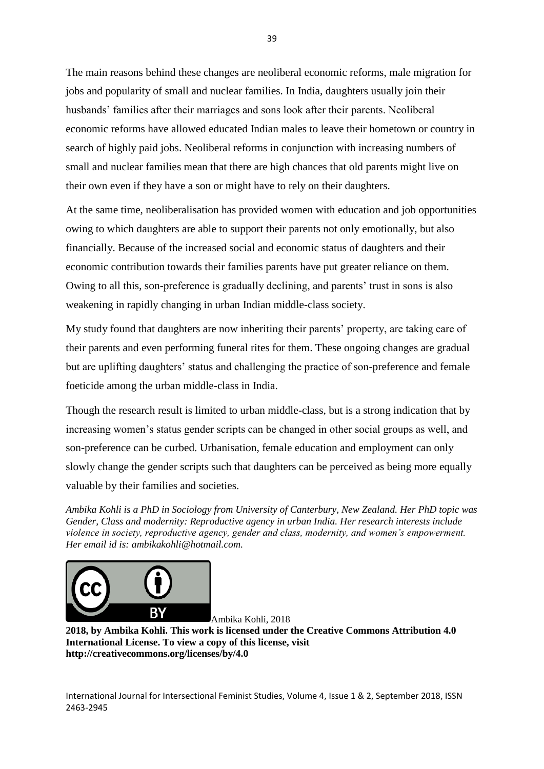The main reasons behind these changes are neoliberal economic reforms, male migration for jobs and popularity of small and nuclear families. In India, daughters usually join their husbands' families after their marriages and sons look after their parents. Neoliberal economic reforms have allowed educated Indian males to leave their hometown or country in search of highly paid jobs. Neoliberal reforms in conjunction with increasing numbers of small and nuclear families mean that there are high chances that old parents might live on their own even if they have a son or might have to rely on their daughters.

At the same time, neoliberalisation has provided women with education and job opportunities owing to which daughters are able to support their parents not only emotionally, but also financially. Because of the increased social and economic status of daughters and their economic contribution towards their families parents have put greater reliance on them. Owing to all this, son-preference is gradually declining, and parents' trust in sons is also weakening in rapidly changing in urban Indian middle-class society.

My study found that daughters are now inheriting their parents' property, are taking care of their parents and even performing funeral rites for them. These ongoing changes are gradual but are uplifting daughters' status and challenging the practice of son-preference and female foeticide among the urban middle-class in India.

Though the research result is limited to urban middle-class, but is a strong indication that by increasing women's status gender scripts can be changed in other social groups as well, and son-preference can be curbed. Urbanisation, female education and employment can only slowly change the gender scripts such that daughters can be perceived as being more equally valuable by their families and societies.

*Ambika Kohli is a PhD in Sociology from University of Canterbury, New Zealand. Her PhD topic was Gender, Class and modernity: Reproductive agency in urban India. Her research interests include violence in society, reproductive agency, gender and class, modernity, and women's empowerment. Her email id is: ambikakohli@hotmail.com.*

Ambika Kohli, 2018

**2018, by Ambika Kohli. This work is licensed under the Creative Commons Attribution 4.0 International License. To view a copy of this license, visit http://creativecommons.org/licenses/by/4.0**